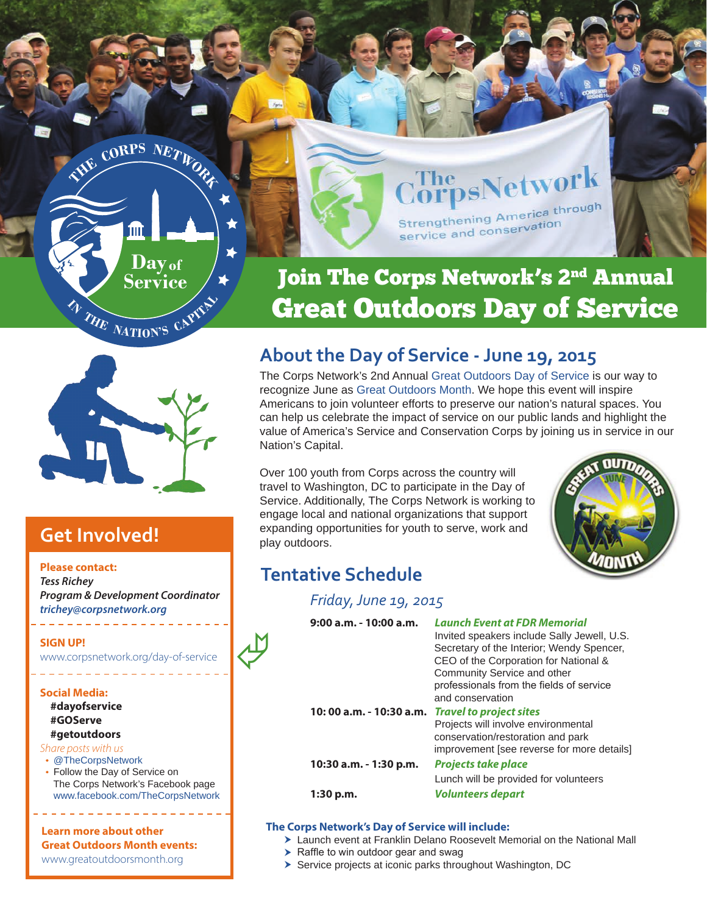# Join The Corps Network's 2nd Annual Great Outdoors Day of Service

## About the Day of Service - June 19, 2015

The Corps Network's 2nd Annual Great Outdoors Day of Service is our way to recognize June as Great Outdoors Month. We hope this event will inspire Americans to join volunteer efforts to preserve our nation's natural spaces. You can help us celebrate the impact of service on our public lands and highlight the value of America's Service and Conservation Corps by joining us in service in our Nation's Capital.

Over 100 youth from Corps across the country will travel to Washington, DC to participate in the Day of Service. Additionally, The Corps Network is working to engage local and national organizations that support expanding opportunities for youth to serve, work and play outdoors.

## Tentative Schedule

*Friday, June 19, 2015*

| Time | Activity |
| --- | --- |
| **9:00 a.m. - 10:00 a.m.** | ***Launch Event at FDR Memorial*** Invited speakers include Sally Jewell, U.S. Secretary of the Interior; Wendy Spencer, CEO of the Corporation for National & Community Service and other professionals from the fields of service and conservation |
| **10: 00 a.m. - 10:30 a.m.** | ***Travel to project sites*** Projects will involve environmental conservation/restoration and park improvement [see reverse for more details] |
| **10:30 a.m. - 1:30 p.m.** | ***Projects take place*** Lunch will be provided for volunteers |
| **1:30 p.m.** | ***Volunteers depart*** |

**The Corps Network's Day of Service will include:**

- Launch event at Franklin Delano Roosevelt Memorial on the National Mall
- Raffle to win outdoor gear and swag
- Service projects at iconic parks throughout Washington, DC

## Get Involved!

**Please contact:**
*Tess Richey*
*Program & Development Coordinator*
*trichey@corpsnetwork.org*

**SIGN UP!**
www.corpsnetwork.org/day-of-service

**Social Media:**
**#dayofservice**
**#GOServe**
**#getoutdoors**

*Share posts with us*

- @TheCorpsNetwork
- Follow the Day of Service on The Corps Network's Facebook page www.facebook.com/TheCorpsNetwork

**Learn more about other Great Outdoors Month events:**
www.greatoutdoorsmonth.org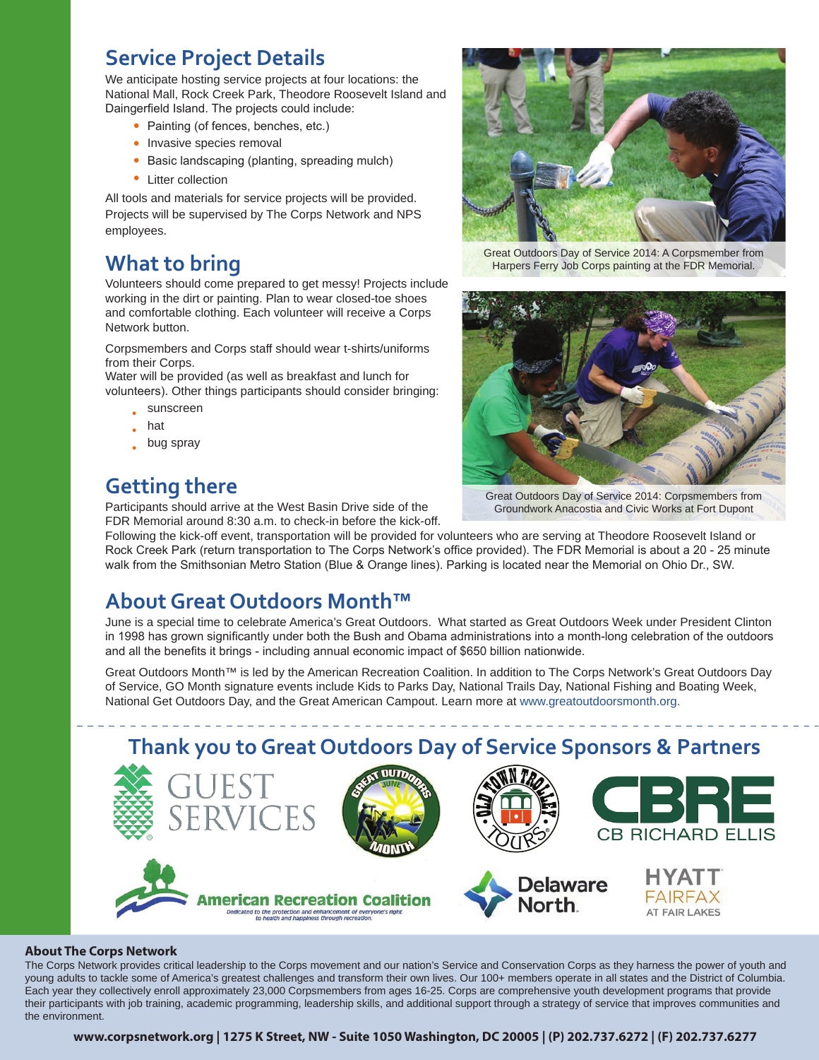## Service Project Details

We anticipate hosting service projects at four locations: the National Mall, Rock Creek Park, Theodore Roosevelt Island and Daingerfield Island. The projects could include:

- Painting (of fences, benches, etc.)
- Invasive species removal
- Basic landscaping (planting, spreading mulch)
- Litter collection

All tools and materials for service projects will be provided. Projects will be supervised by The Corps Network and NPS employees.

Great Outdoors Day of Service 2014: A Corpsmember from Harpers Ferry Job Corps painting at the FDR Memorial.

## What to bring

Volunteers should come prepared to get messy! Projects include working in the dirt or painting. Plan to wear closed-toe shoes and comfortable clothing. Each volunteer will receive a Corps Network button.

Corpsmembers and Corps staff should wear t-shirts/uniforms from their Corps.
Water will be provided (as well as breakfast and lunch for volunteers). Other things participants should consider bringing:

- sunscreen
- hat
- bug spray

Great Outdoors Day of Service 2014: Corpsmembers from Groundwork Anacostia and Civic Works at Fort Dupont

## Getting there

Participants should arrive at the West Basin Drive side of the FDR Memorial around 8:30 a.m. to check-in before the kick-off. Following the kick-off event, transportation will be provided for volunteers who are serving at Theodore Roosevelt Island or Rock Creek Park (return transportation to The Corps Network's office provided). The FDR Memorial is about a 20 - 25 minute walk from the Smithsonian Metro Station (Blue & Orange lines). Parking is located near the Memorial on Ohio Dr., SW.

## About Great Outdoors Month™

June is a special time to celebrate America's Great Outdoors. What started as Great Outdoors Week under President Clinton in 1998 has grown significantly under both the Bush and Obama administrations into a month-long celebration of the outdoors and all the benefits it brings - including annual economic impact of $650 billion nationwide.

Great Outdoors Month™ is led by the American Recreation Coalition. In addition to The Corps Network's Great Outdoors Day of Service, GO Month signature events include Kids to Parks Day, National Trails Day, National Fishing and Boating Week, National Get Outdoors Day, and the Great American Campout. Learn more at www.greatoutdoorsmonth.org.

## Thank you to Great Outdoors Day of Service Sponsors & Partners

GUEST SERVICES

GREAT OUTDOORS JUNE MONTH

OLD TOWN TROLLEY TOURS

CBRE CB RICHARD ELLIS

American Recreation Coalition — Dedicated to the protection and enhancement of everyone's right to health and happiness through recreation.

Delaware North

HYATT FAIRFAX AT FAIR LAKES

### About The Corps Network

The Corps Network provides critical leadership to the Corps movement and our nation's Service and Conservation Corps as they harness the power of youth and young adults to tackle some of America's greatest challenges and transform their own lives. Our 100+ members operate in all states and the District of Columbia. Each year they collectively enroll approximately 23,000 Corpsmembers from ages 16-25. Corps are comprehensive youth development programs that provide their participants with job training, academic programming, leadership skills, and additional support through a strategy of service that improves communities and the environment.

**www.corpsnetwork.org | 1275 K Street, NW - Suite 1050 Washington, DC 20005 | (P) 202.737.6272 | (F) 202.737.6277**